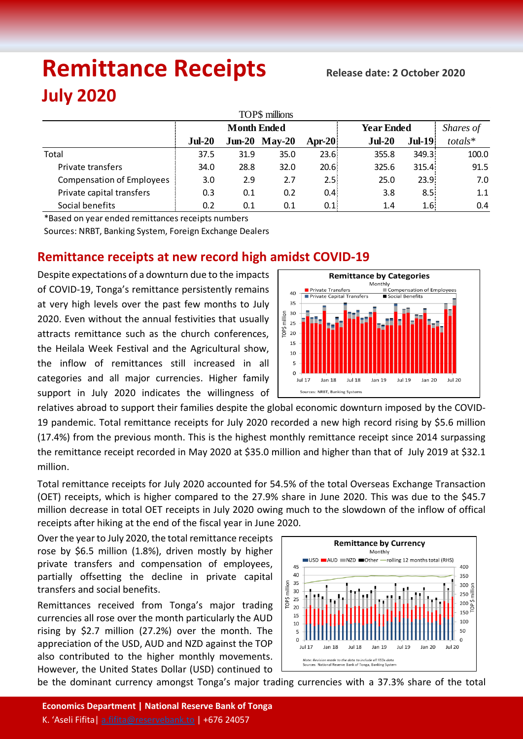# Remittance Receipts

**Release date: 2 October 2020**

## July 2020

| TOP$ millions | Month Ended | | | | Year Ended | | *Shares of* |
|---|---|---|---|---|---|---|---|
| | **Jul-20** | **Jun-20** | **May-20** | **Apr-20** | **Jul-20** | **Jul-19** | *totals** |
| Total | 37.5 | 31.9 | 35.0 | 23.6 | 355.8 | 349.3 | 100.0 |
| Private transfers | 34.0 | 28.8 | 32.0 | 20.6 | 325.6 | 315.4 | 91.5 |
| Compensation of Employees | 3.0 | 2.9 | 2.7 | 2.5 | 25.0 | 23.9 | 7.0 |
| Private capital transfers | 0.3 | 0.1 | 0.2 | 0.4 | 3.8 | 8.5 | 1.1 |
| Social benefits | 0.2 | 0.1 | 0.1 | 0.1 | 1.4 | 1.6 | 0.4 |

*Based on year ended remittances receipts numbers

Sources: NRBT, Banking System, Foreign Exchange Dealers

## Remittance receipts at new record high amidst COVID-19

Despite expectations of a downturn due to the impacts of COVID-19, Tonga's remittance persistently remains at very high levels over the past few months to July 2020. Even without the annual festivities that usually attracts remittance such as the church conferences, the Heilala Week Festival and the Agricultural show, the inflow of remittances still increased in all categories and all major currencies. Higher family support in July 2020 indicates the willingness of relatives abroad to support their families despite the global economic downturn imposed by the COVID-19 pandemic. Total remittance receipts for July 2020 recorded a new high record rising by $5.6 million (17.4%) from the previous month. This is the highest monthly remittance receipt since 2014 surpassing the remittance receipt recorded in May 2020 at $35.0 million and higher than that of July 2019 at $32.1 million.

Total remittance receipts for July 2020 accounted for 54.5% of the total Overseas Exchange Transaction (OET) receipts, which is higher compared to the 27.9% share in June 2020. This was due to the $45.7 million decrease in total OET receipts in July 2020 owing much to the slowdown of the inflow of offical receipts after hiking at the end of the fiscal year in June 2020.

Over the year to July 2020, the total remittance receipts rose by $6.5 million (1.8%), driven mostly by higher private transfers and compensation of employees, partially offsetting the decline in private capital transfers and social benefits.

Remittances received from Tonga's major trading currencies all rose over the month particularly the AUD rising by $2.7 million (27.2%) over the month. The appreciation of the USD, AUD and NZD against the TOP also contributed to the higher monthly movements. However, the United States Dollar (USD) continued to be the dominant currency amongst Tonga's major trading currencies with a 37.3% share of the total

**Economics Department | National Reserve Bank of Tonga**

K. 'Aseli Fifita | a.fifita@reservebank.to | +676 24057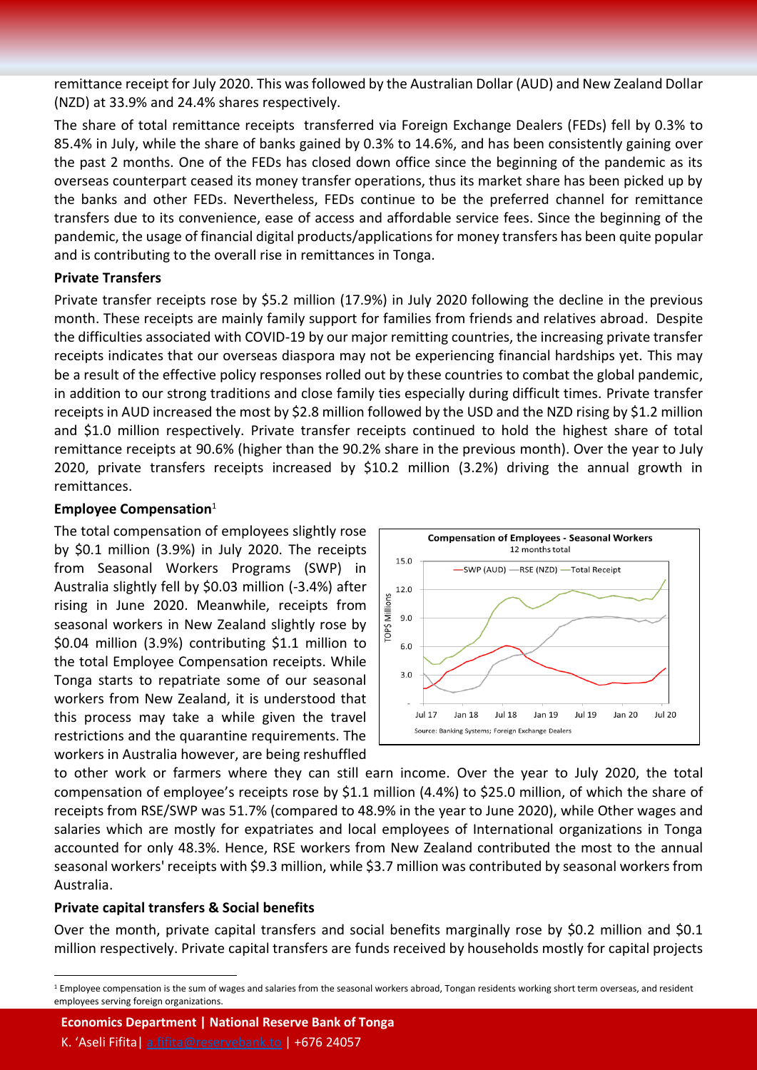remittance receipt for July 2020. This was followed by the Australian Dollar (AUD) and New Zealand Dollar (NZD) at 33.9% and 24.4% shares respectively.

The share of total remittance receipts transferred via Foreign Exchange Dealers (FEDs) fell by 0.3% to 85.4% in July, while the share of banks gained by 0.3% to 14.6%, and has been consistently gaining over the past 2 months. One of the FEDs has closed down office since the beginning of the pandemic as its overseas counterpart ceased its money transfer operations, thus its market share has been picked up by the banks and other FEDs. Nevertheless, FEDs continue to be the preferred channel for remittance transfers due to its convenience, ease of access and affordable service fees. Since the beginning of the pandemic, the usage of financial digital products/applications for money transfers has been quite popular and is contributing to the overall rise in remittances in Tonga.

**Private Transfers**

Private transfer receipts rose by $5.2 million (17.9%) in July 2020 following the decline in the previous month. These receipts are mainly family support for families from friends and relatives abroad. Despite the difficulties associated with COVID-19 by our major remitting countries, the increasing private transfer receipts indicates that our overseas diaspora may not be experiencing financial hardships yet. This may be a result of the effective policy responses rolled out by these countries to combat the global pandemic, in addition to our strong traditions and close family ties especially during difficult times. Private transfer receipts in AUD increased the most by $2.8 million followed by the USD and the NZD rising by $1.2 million and $1.0 million respectively. Private transfer receipts continued to hold the highest share of total remittance receipts at 90.6% (higher than the 90.2% share in the previous month). Over the year to July 2020, private transfers receipts increased by $10.2 million (3.2%) driving the annual growth in remittances.

**Employee Compensation**[1]

The total compensation of employees slightly rose by $0.1 million (3.9%) in July 2020. The receipts from Seasonal Workers Programs (SWP) in Australia slightly fell by $0.03 million (-3.4%) after rising in June 2020. Meanwhile, receipts from seasonal workers in New Zealand slightly rose by $0.04 million (3.9%) contributing $1.1 million to the total Employee Compensation receipts. While Tonga starts to repatriate some of our seasonal workers from New Zealand, it is understood that this process may take a while given the travel restrictions and the quarantine requirements. The workers in Australia however, are being reshuffled to other work or farmers where they can still earn income. Over the year to July 2020, the total compensation of employee's receipts rose by $1.1 million (4.4%) to $25.0 million, of which the share of receipts from RSE/SWP was 51.7% (compared to 48.9% in the year to June 2020), while Other wages and salaries which are mostly for expatriates and local employees of International organizations in Tonga accounted for only 48.3%. Hence, RSE workers from New Zealand contributed the most to the annual seasonal workers' receipts with $9.3 million, while $3.7 million was contributed by seasonal workers from Australia.

**Compensation of Employees - Seasonal Workers**
12 months total

Source: Banking Systems; Foreign Exchange Dealers

**Private capital transfers & Social benefits**

Over the month, private capital transfers and social benefits marginally rose by $0.2 million and $0.1 million respectively. Private capital transfers are funds received by households mostly for capital projects

[1] Employee compensation is the sum of wages and salaries from the seasonal workers abroad, Tongan residents working short term overseas, and resident employees serving foreign organizations.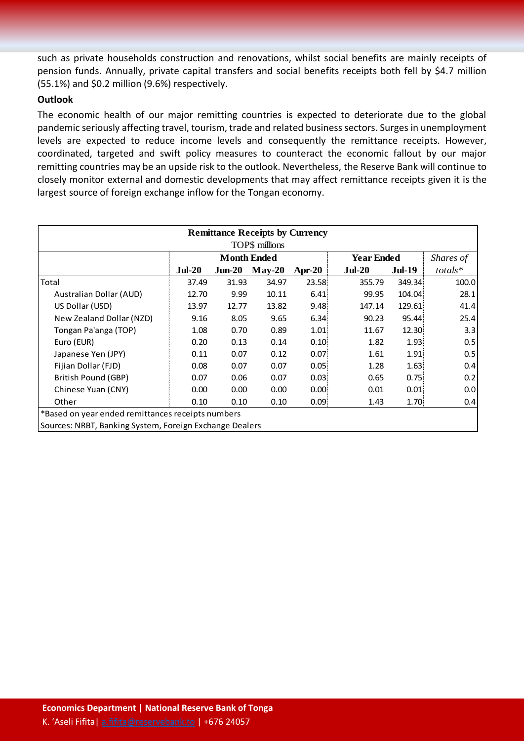such as private households construction and renovations, whilst social benefits are mainly receipts of pension funds. Annually, private capital transfers and social benefits receipts both fell by $4.7 million (55.1%) and $0.2 million (9.6%) respectively.

**Outlook**

The economic health of our major remitting countries is expected to deteriorate due to the global pandemic seriously affecting travel, tourism, trade and related business sectors. Surges in unemployment levels are expected to reduce income levels and consequently the remittance receipts. However, coordinated, targeted and swift policy measures to counteract the economic fallout by our major remitting countries may be an upside risk to the outlook. Nevertheless, the Reserve Bank will continue to closely monitor external and domestic developments that may affect remittance receipts given it is the largest source of foreign exchange inflow for the Tongan economy.

**Remittance Receipts by Currency**

TOP$ millions

| | Month Ended | | | | Year Ended | | *Shares of* |
|---|---|---|---|---|---|---|---|
| | **Jul-20** | **Jun-20** | **May-20** | **Apr-20** | **Jul-20** | **Jul-19** | *totals** |
| Total | 37.49 | 31.93 | 34.97 | 23.58 | 355.79 | 349.34 | 100.0 |
| Australian Dollar (AUD) | 12.70 | 9.99 | 10.11 | 6.41 | 99.95 | 104.04 | 28.1 |
| US Dollar (USD) | 13.97 | 12.77 | 13.82 | 9.48 | 147.14 | 129.61 | 41.4 |
| New Zealand Dollar (NZD) | 9.16 | 8.05 | 9.65 | 6.34 | 90.23 | 95.44 | 25.4 |
| Tongan Pa'anga (TOP) | 1.08 | 0.70 | 0.89 | 1.01 | 11.67 | 12.30 | 3.3 |
| Euro (EUR) | 0.20 | 0.13 | 0.14 | 0.10 | 1.82 | 1.93 | 0.5 |
| Japanese Yen (JPY) | 0.11 | 0.07 | 0.12 | 0.07 | 1.61 | 1.91 | 0.5 |
| Fijian Dollar (FJD) | 0.08 | 0.07 | 0.07 | 0.05 | 1.28 | 1.63 | 0.4 |
| British Pound (GBP) | 0.07 | 0.06 | 0.07 | 0.03 | 0.65 | 0.75 | 0.2 |
| Chinese Yuan (CNY) | 0.00 | 0.00 | 0.00 | 0.00 | 0.01 | 0.01 | 0.0 |
| Other | 0.10 | 0.10 | 0.10 | 0.09 | 1.43 | 1.70 | 0.4 |

*Based on year ended remittances receipts numbers

Sources: NRBT, Banking System, Foreign Exchange Dealers

**Economics Department | National Reserve Bank of Tonga**

K. 'Aseli Fifita| a.fifita@reservebank.to | +676 24057